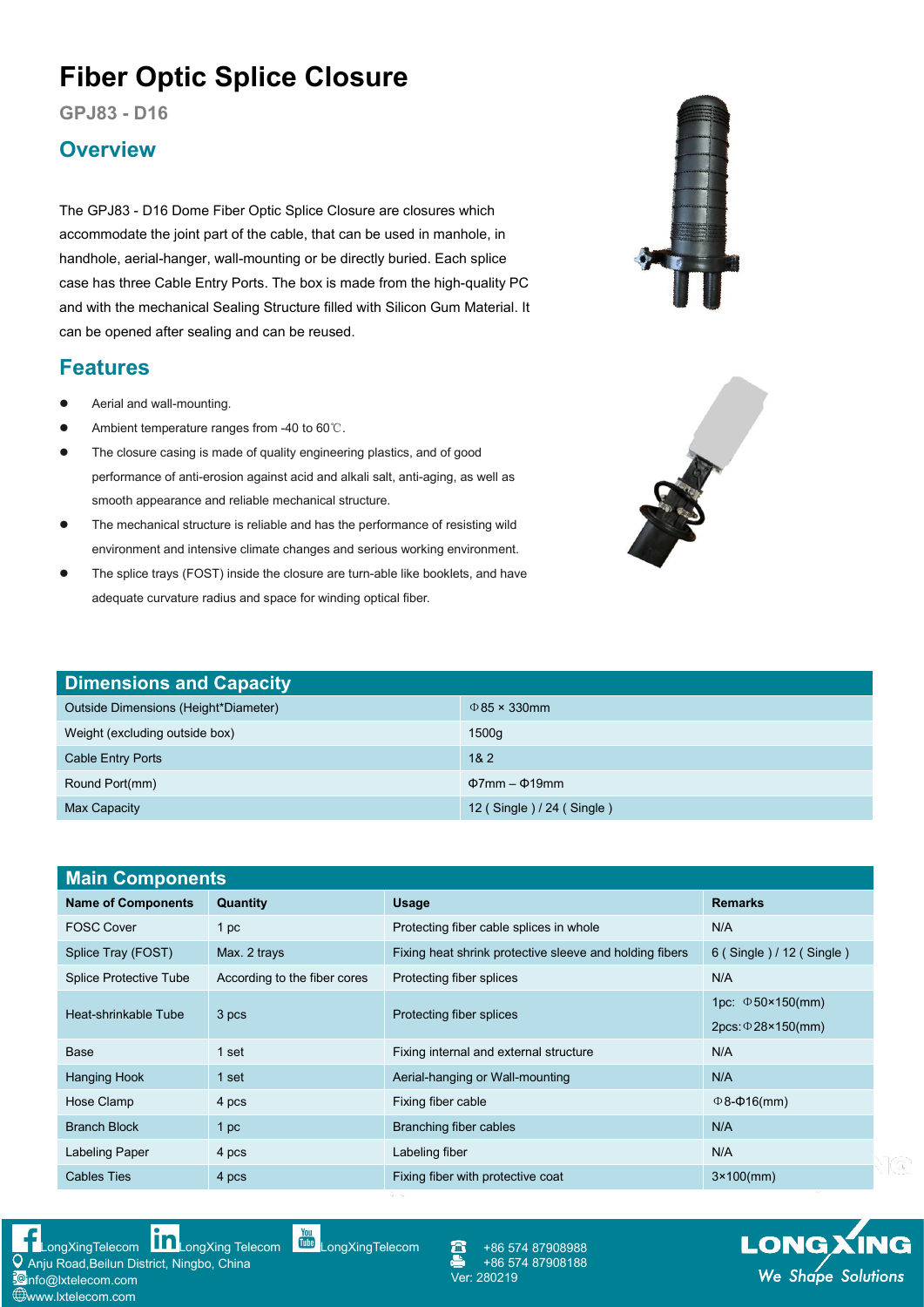# Fiber Optic Splice Closure

GPJ83 - D16

## Overview

The GPJ83 - D16 Dome Fiber Optic Splice Closure are closures which accommodate the joint part of the cable, that can be used in manhole, in handhole, aerial-hanger, wall-mounting or be directly buried. Each splice case has three Cable Entry Ports. The box is made from the high-quality PC and with the mechanical Sealing Structure filled with Silicon Gum Material. It can be opened after sealing and can be reused.

## Features

- Aerial and wall-mounting.
- Ambient temperature ranges from -40 to 60℃.
- The closure casing is made of quality engineering plastics, and of good performance of anti-erosion against acid and alkali salt, anti-aging, as well as smooth appearance and reliable mechanical structure.
- The mechanical structure is reliable and has the performance of resisting wild environment and intensive climate changes and serious working environment.
- The splice trays (FOST) inside the closure are turn-able like booklets, and have adequate curvature radius and space for winding optical fiber.

## Dimensions and Capacity

| Item | Value |
|---|---|
| Outside Dimensions (Height*Diameter) | Φ85 × 330mm |
| Weight (excluding outside box) | 1500g |
| Cable Entry Ports | 1& 2 |
| Round Port(mm) | Φ7mm – Φ19mm |
| Max Capacity | 12 ( Single ) / 24 ( Single ) |

## Main Components

| Name of Components | Quantity | Usage | Remarks |
|---|---|---|---|
| FOSC Cover | 1 pc | Protecting fiber cable splices in whole | N/A |
| Splice Tray (FOST) | Max. 2 trays | Fixing heat shrink protective sleeve and holding fibers | 6 ( Single ) / 12 ( Single ) |
| Splice Protective Tube | According to the fiber cores | Protecting fiber splices | N/A |
| Heat-shrinkable Tube | 3 pcs | Protecting fiber splices | 1pc: Φ50×150(mm)<br>2pcs:Φ28×150(mm) |
| Base | 1 set | Fixing internal and external structure | N/A |
| Hanging Hook | 1 set | Aerial-hanging or Wall-mounting | N/A |
| Hose Clamp | 4 pcs | Fixing fiber cable | Φ8-Φ16(mm) |
| Branch Block | 1 pc | Branching fiber cables | N/A |
| Labeling Paper | 4 pcs | Labeling fiber | N/A |
| Cables Ties | 4 pcs | Fixing fiber with protective coat | 3×100(mm) |

LongXingTelecom LongXing Telecom LongXingTelecom
Anju Road,Beilun District, Ningbo, China
info@lxtelecom.com
www.lxtelecom.com
+86 574 87908988
+86 574 87908188
Ver: 280219

LONGXING We Shape Solutions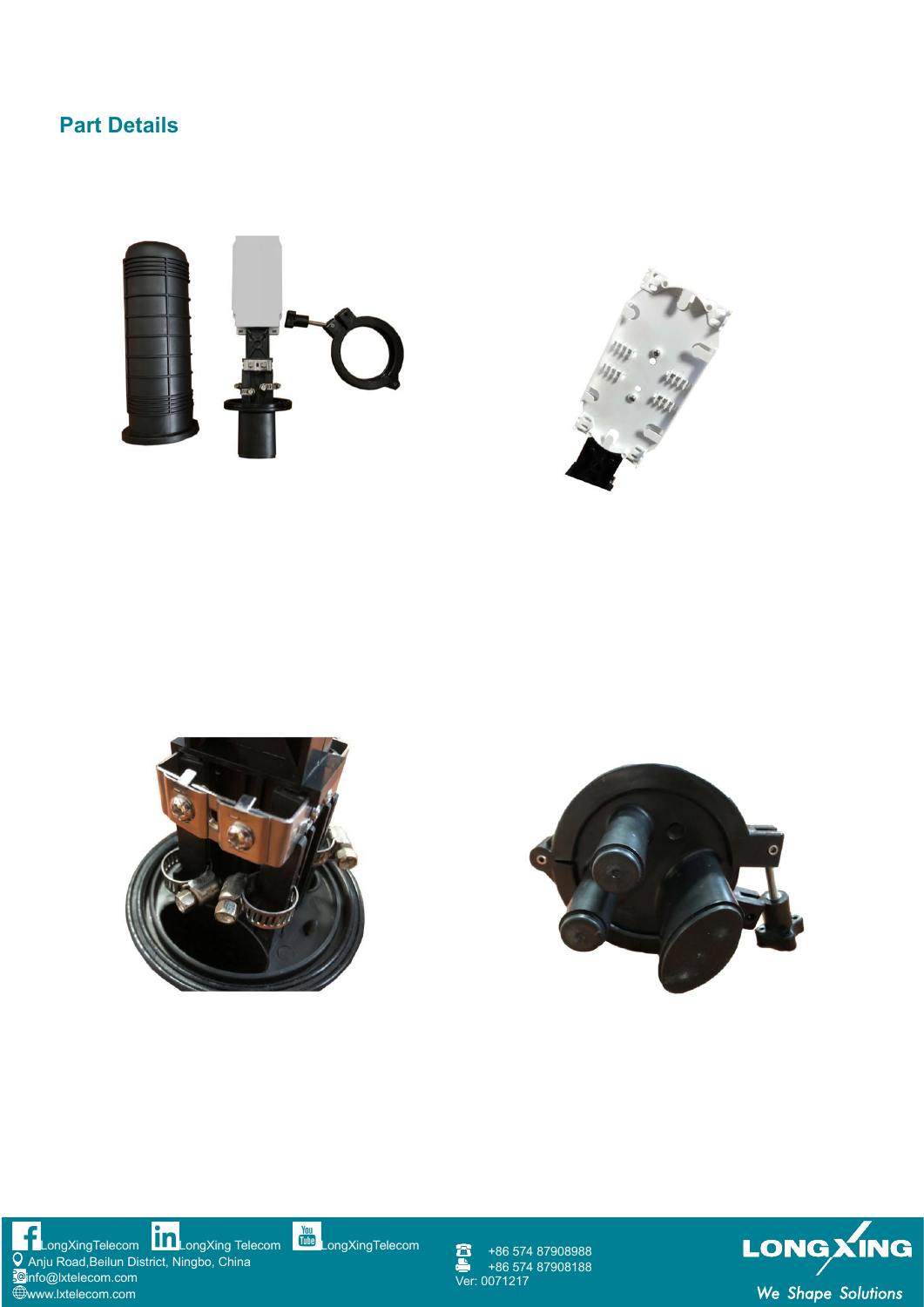## Part Details